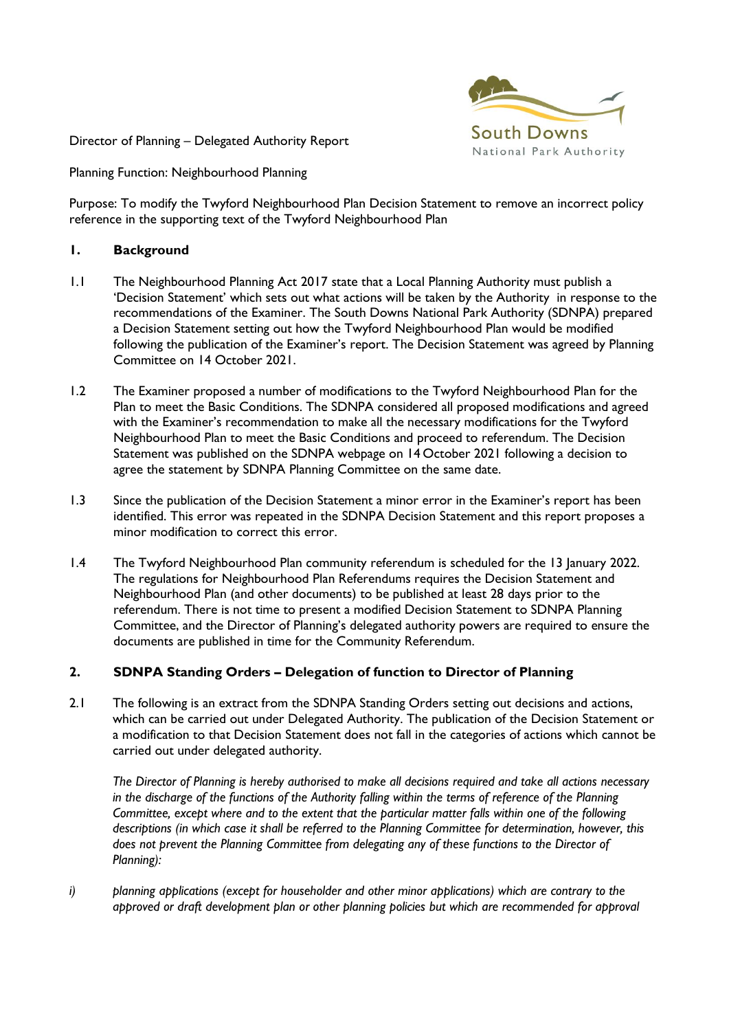Director of Planning – Delegated Authority Report

Planning Function: Neighbourhood Planning

Purpose: To modify the Twyford Neighbourhood Plan Decision Statement to remove an incorrect policy reference in the supporting text of the Twyford Neighbourhood Plan

## 1. Background

1.1 The Neighbourhood Planning Act 2017 state that a Local Planning Authority must publish a 'Decision Statement' which sets out what actions will be taken by the Authority in response to the recommendations of the Examiner. The South Downs National Park Authority (SDNPA) prepared a Decision Statement setting out how the Twyford Neighbourhood Plan would be modified following the publication of the Examiner's report. The Decision Statement was agreed by Planning Committee on 14 October 2021.

1.2 The Examiner proposed a number of modifications to the Twyford Neighbourhood Plan for the Plan to meet the Basic Conditions. The SDNPA considered all proposed modifications and agreed with the Examiner's recommendation to make all the necessary modifications for the Twyford Neighbourhood Plan to meet the Basic Conditions and proceed to referendum. The Decision Statement was published on the SDNPA webpage on 14 October 2021 following a decision to agree the statement by SDNPA Planning Committee on the same date.

1.3 Since the publication of the Decision Statement a minor error in the Examiner's report has been identified. This error was repeated in the SDNPA Decision Statement and this report proposes a minor modification to correct this error.

1.4 The Twyford Neighbourhood Plan community referendum is scheduled for the 13 January 2022. The regulations for Neighbourhood Plan Referendums requires the Decision Statement and Neighbourhood Plan (and other documents) to be published at least 28 days prior to the referendum. There is not time to present a modified Decision Statement to SDNPA Planning Committee, and the Director of Planning's delegated authority powers are required to ensure the documents are published in time for the Community Referendum.

## 2. SDNPA Standing Orders – Delegation of function to Director of Planning

2.1 The following is an extract from the SDNPA Standing Orders setting out decisions and actions, which can be carried out under Delegated Authority. The publication of the Decision Statement or a modification to that Decision Statement does not fall in the categories of actions which cannot be carried out under delegated authority.

*The Director of Planning is hereby authorised to make all decisions required and take all actions necessary in the discharge of the functions of the Authority falling within the terms of reference of the Planning Committee, except where and to the extent that the particular matter falls within one of the following descriptions (in which case it shall be referred to the Planning Committee for determination, however, this does not prevent the Planning Committee from delegating any of these functions to the Director of Planning):*

*i) planning applications (except for householder and other minor applications) which are contrary to the approved or draft development plan or other planning policies but which are recommended for approval*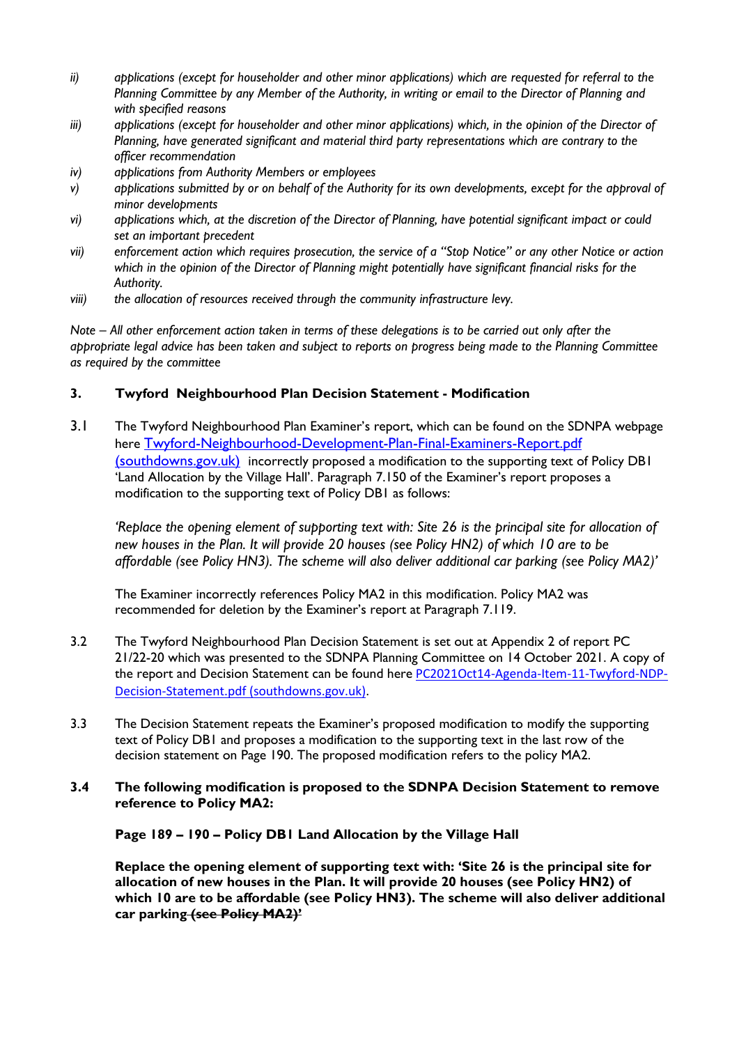ii) *applications (except for householder and other minor applications) which are requested for referral to the Planning Committee by any Member of the Authority, in writing or email to the Director of Planning and with specified reasons*

iii) *applications (except for householder and other minor applications) which, in the opinion of the Director of Planning, have generated significant and material third party representations which are contrary to the officer recommendation*

iv) *applications from Authority Members or employees*

v) *applications submitted by or on behalf of the Authority for its own developments, except for the approval of minor developments*

vi) *applications which, at the discretion of the Director of Planning, have potential significant impact or could set an important precedent*

vii) *enforcement action which requires prosecution, the service of a "Stop Notice" or any other Notice or action which in the opinion of the Director of Planning might potentially have significant financial risks for the Authority.*

viii) *the allocation of resources received through the community infrastructure levy.*

*Note – All other enforcement action taken in terms of these delegations is to be carried out only after the appropriate legal advice has been taken and subject to reports on progress being made to the Planning Committee as required by the committee*

## 3. Twyford Neighbourhood Plan Decision Statement - Modification

3.1 The Twyford Neighbourhood Plan Examiner's report, which can be found on the SDNPA webpage here [Twyford-Neighbourhood-Development-Plan-Final-Examiners-Report.pdf (southdowns.gov.uk)] incorrectly proposed a modification to the supporting text of Policy DB1 'Land Allocation by the Village Hall'. Paragraph 7.150 of the Examiner's report proposes a modification to the supporting text of Policy DB1 as follows:

*'Replace the opening element of supporting text with: Site 26 is the principal site for allocation of new houses in the Plan. It will provide 20 houses (see Policy HN2) of which 10 are to be affordable (see Policy HN3). The scheme will also deliver additional car parking (see Policy MA2)'*

The Examiner incorrectly references Policy MA2 in this modification. Policy MA2 was recommended for deletion by the Examiner's report at Paragraph 7.119.

3.2 The Twyford Neighbourhood Plan Decision Statement is set out at Appendix 2 of report PC 21/22-20 which was presented to the SDNPA Planning Committee on 14 October 2021. A copy of the report and Decision Statement can be found here [PC2021Oct14-Agenda-Item-11-Twyford-NDP-Decision-Statement.pdf (southdowns.gov.uk)].

3.3 The Decision Statement repeats the Examiner's proposed modification to modify the supporting text of Policy DB1 and proposes a modification to the supporting text in the last row of the decision statement on Page 190. The proposed modification refers to the policy MA2.

**3.4 The following modification is proposed to the SDNPA Decision Statement to remove reference to Policy MA2:**

**Page 189 – 190 – Policy DB1 Land Allocation by the Village Hall**

**Replace the opening element of supporting text with: 'Site 26 is the principal site for allocation of new houses in the Plan. It will provide 20 houses (see Policy HN2) of which 10 are to be affordable (see Policy HN3). The scheme will also deliver additional car parking ~~(see Policy MA2)~~'**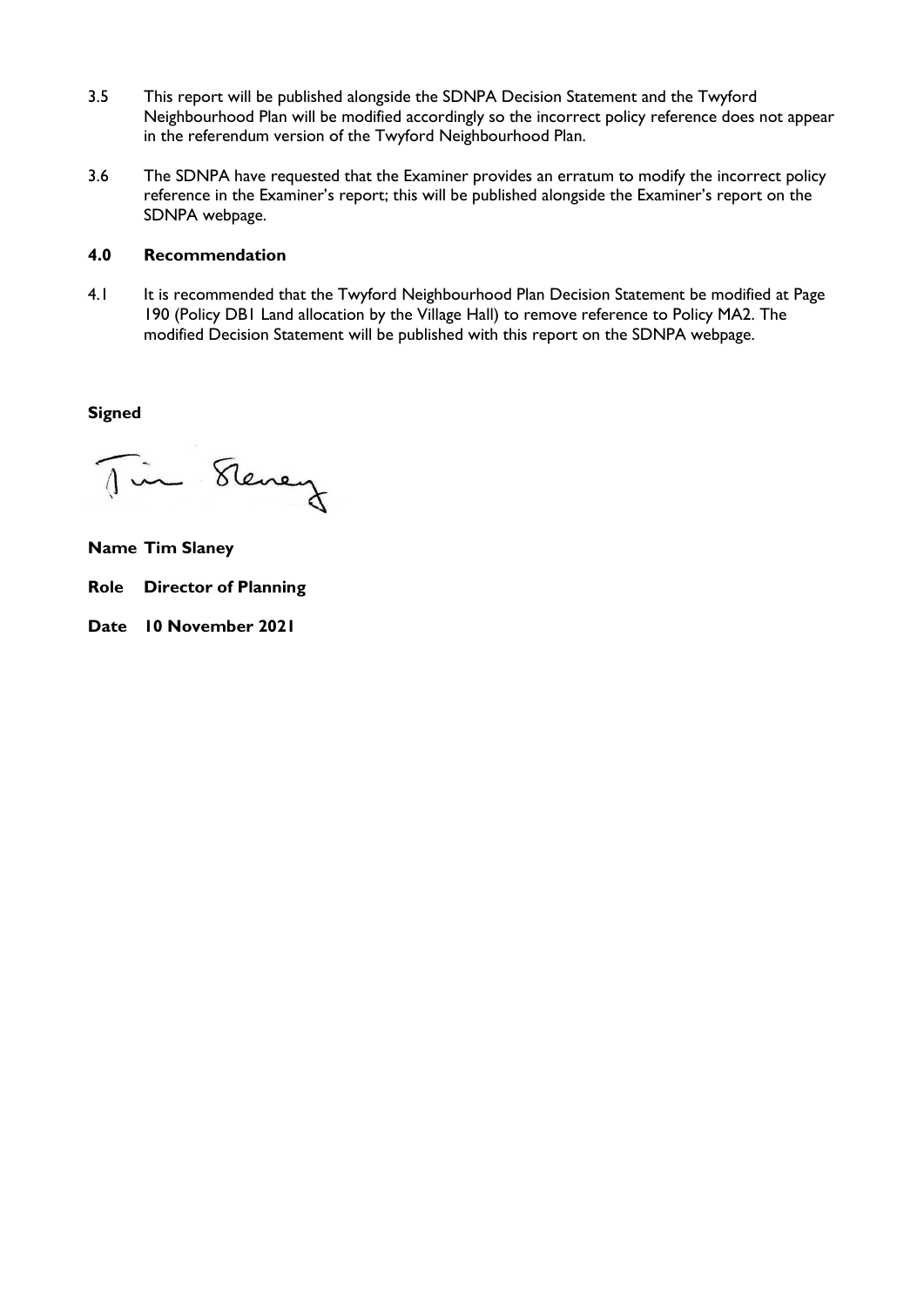3.5 This report will be published alongside the SDNPA Decision Statement and the Twyford Neighbourhood Plan will be modified accordingly so the incorrect policy reference does not appear in the referendum version of the Twyford Neighbourhood Plan.

3.6 The SDNPA have requested that the Examiner provides an erratum to modify the incorrect policy reference in the Examiner's report; this will be published alongside the Examiner's report on the SDNPA webpage.

**4.0 Recommendation**

4.1 It is recommended that the Twyford Neighbourhood Plan Decision Statement be modified at Page 190 (Policy DB1 Land allocation by the Village Hall) to remove reference to Policy MA2. The modified Decision Statement will be published with this report on the SDNPA webpage.

**Signed**

Tim Slaney

**Name Tim Slaney**

**Role Director of Planning**

**Date 10 November 2021**